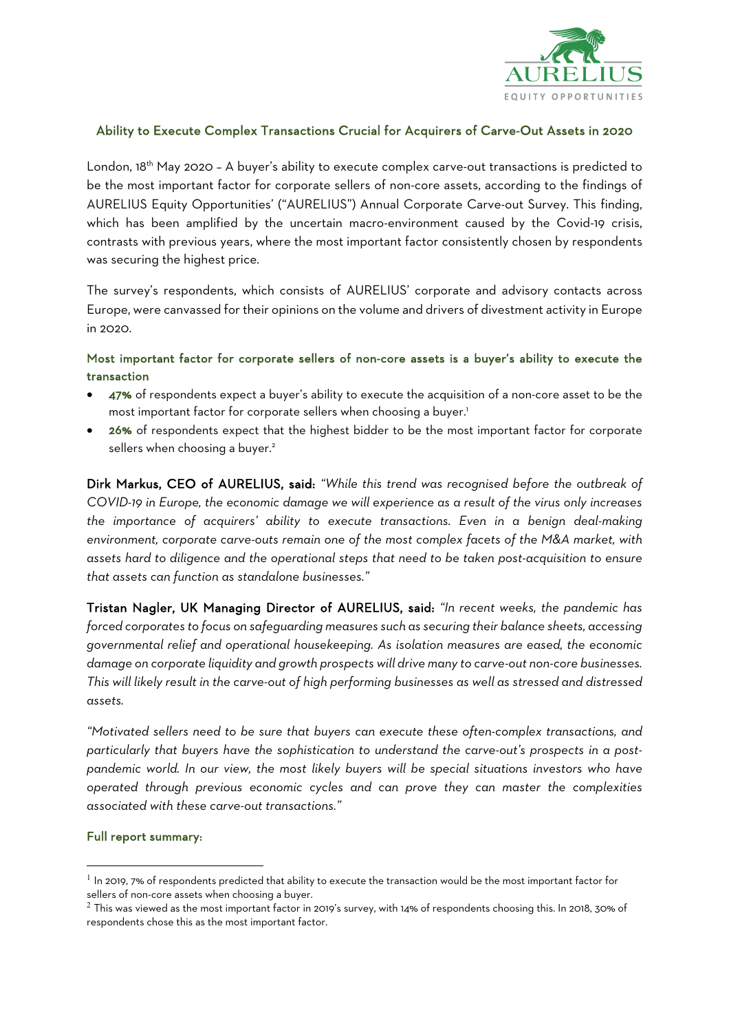## Ability to Execute Complex Transactions Crucial for Acquirers of Carve-Out Assets in 2020

London, 18th May 2020 – A buyer's ability to execute complex carve-out transactions is predicted to be the most important factor for corporate sellers of non-core assets, according to the findings of AURELIUS Equity Opportunities' ("AURELIUS") Annual Corporate Carve-out Survey. This finding, which has been amplified by the uncertain macro-environment caused by the Covid-19 crisis, contrasts with previous years, where the most important factor consistently chosen by respondents was securing the highest price.

The survey's respondents, which consists of AURELIUS' corporate and advisory contacts across Europe, were canvassed for their opinions on the volume and drivers of divestment activity in Europe in 2020.

### Most important factor for corporate sellers of non-core assets is a buyer's ability to execute the transaction

- **47%** of respondents expect a buyer's ability to execute the acquisition of a non-core asset to be the most important factor for corporate sellers when choosing a buyer.[1]
- **26%** of respondents expect that the highest bidder to be the most important factor for corporate sellers when choosing a buyer.[2]

**Dirk Markus, CEO of AURELIUS, said:** *"While this trend was recognised before the outbreak of COVID-19 in Europe, the economic damage we will experience as a result of the virus only increases the importance of acquirers' ability to execute transactions. Even in a benign deal-making environment, corporate carve-outs remain one of the most complex facets of the M&A market, with assets hard to diligence and the operational steps that need to be taken post-acquisition to ensure that assets can function as standalone businesses."*

**Tristan Nagler, UK Managing Director of AURELIUS, said:** *"In recent weeks, the pandemic has forced corporates to focus on safeguarding measures such as securing their balance sheets, accessing governmental relief and operational housekeeping. As isolation measures are eased, the economic damage on corporate liquidity and growth prospects will drive many to carve-out non-core businesses. This will likely result in the carve-out of high performing businesses as well as stressed and distressed assets.*

*"Motivated sellers need to be sure that buyers can execute these often-complex transactions, and particularly that buyers have the sophistication to understand the carve-out's prospects in a post-pandemic world. In our view, the most likely buyers will be special situations investors who have operated through previous economic cycles and can prove they can master the complexities associated with these carve-out transactions."*

### Full report summary:

---

[1] In 2019, 7% of respondents predicted that ability to execute the transaction would be the most important factor for sellers of non-core assets when choosing a buyer.

[2] This was viewed as the most important factor in 2019's survey, with 14% of respondents choosing this. In 2018, 30% of respondents chose this as the most important factor.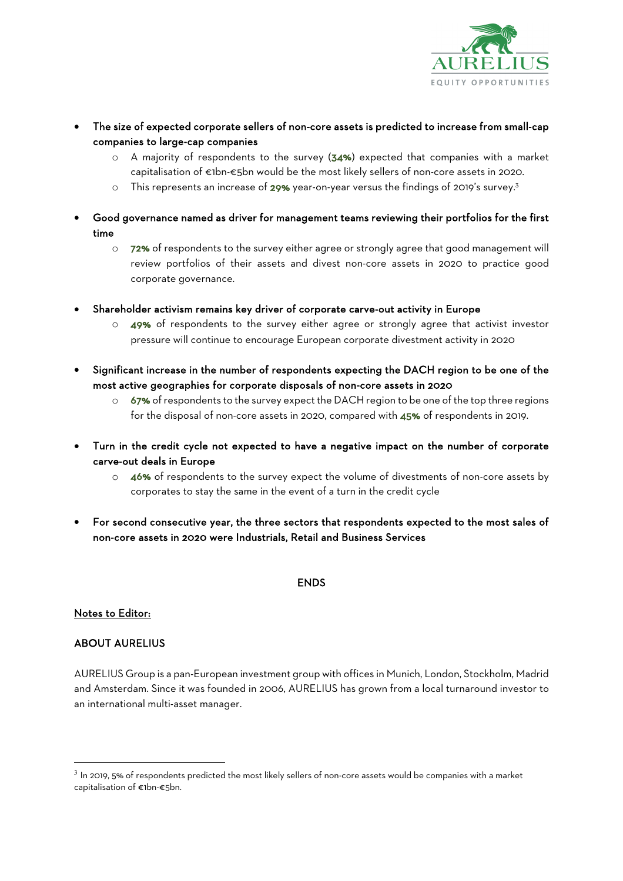- **The size of expected corporate sellers of non-core assets is predicted to increase from small-cap companies to large-cap companies**
  - A majority of respondents to the survey (**34%**) expected that companies with a market capitalisation of €1bn-€5bn would be the most likely sellers of non-core assets in 2020.
  - This represents an increase of **29%** year-on-year versus the findings of 2019's survey.[3]

- **Good governance named as driver for management teams reviewing their portfolios for the first time**
  - **72%** of respondents to the survey either agree or strongly agree that good management will review portfolios of their assets and divest non-core assets in 2020 to practice good corporate governance.

- **Shareholder activism remains key driver of corporate carve-out activity in Europe**
  - **49%** of respondents to the survey either agree or strongly agree that activist investor pressure will continue to encourage European corporate divestment activity in 2020

- **Significant increase in the number of respondents expecting the DACH region to be one of the most active geographies for corporate disposals of non-core assets in 2020**
  - **67%** of respondents to the survey expect the DACH region to be one of the top three regions for the disposal of non-core assets in 2020, compared with **45%** of respondents in 2019.

- **Turn in the credit cycle not expected to have a negative impact on the number of corporate carve-out deals in Europe**
  - **46%** of respondents to the survey expect the volume of divestments of non-core assets by corporates to stay the same in the event of a turn in the credit cycle

- **For second consecutive year, the three sectors that respondents expected to the most sales of non-core assets in 2020 were Industrials, Retail and Business Services**

ENDS

**Notes to Editor:**

ABOUT AURELIUS

AURELIUS Group is a pan-European investment group with offices in Munich, London, Stockholm, Madrid and Amsterdam. Since it was founded in 2006, AURELIUS has grown from a local turnaround investor to an international multi-asset manager.

[3] In 2019, 5% of respondents predicted the most likely sellers of non-core assets would be companies with a market capitalisation of €1bn-€5bn.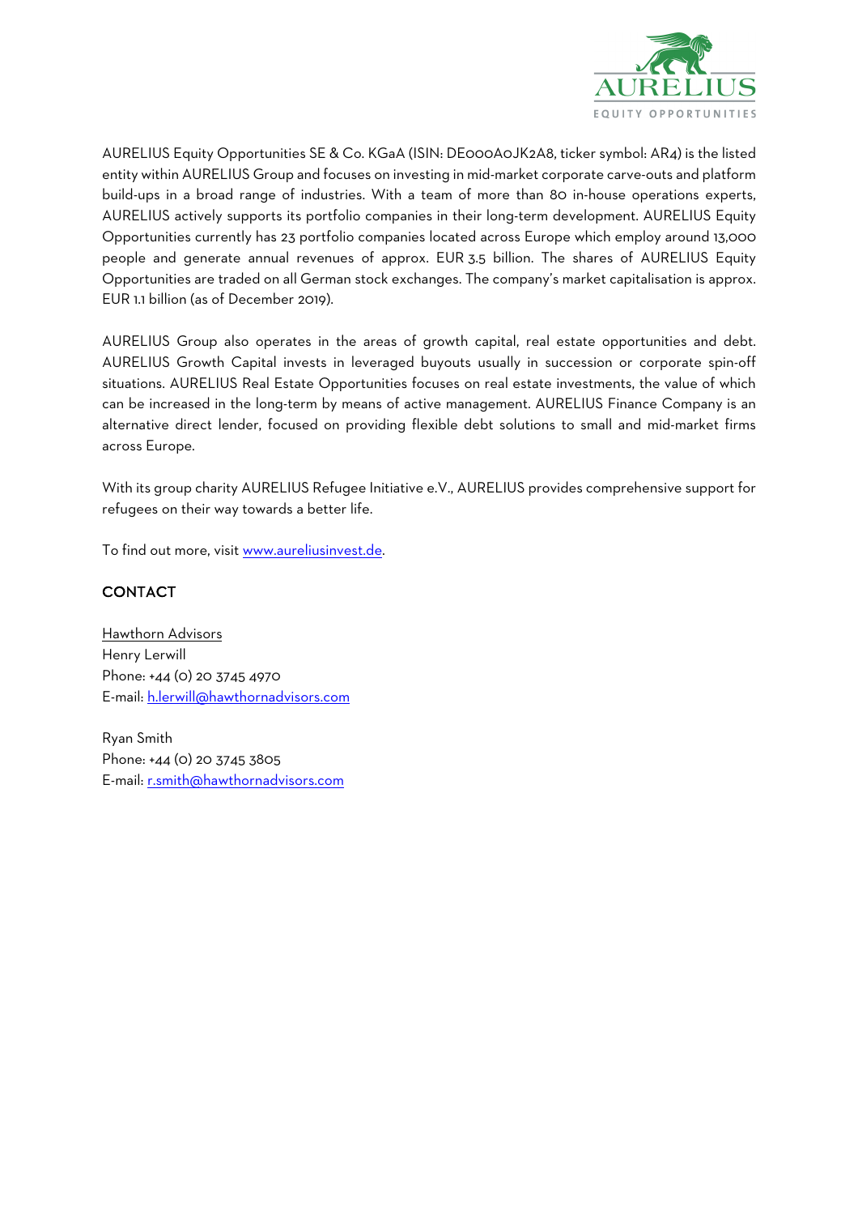AURELIUS Equity Opportunities SE & Co. KGaA (ISIN: DE000A0JK2A8, ticker symbol: AR4) is the listed entity within AURELIUS Group and focuses on investing in mid-market corporate carve-outs and platform build-ups in a broad range of industries. With a team of more than 80 in-house operations experts, AURELIUS actively supports its portfolio companies in their long-term development. AURELIUS Equity Opportunities currently has 23 portfolio companies located across Europe which employ around 13,000 people and generate annual revenues of approx. EUR 3.5 billion. The shares of AURELIUS Equity Opportunities are traded on all German stock exchanges. The company's market capitalisation is approx. EUR 1.1 billion (as of December 2019).

AURELIUS Group also operates in the areas of growth capital, real estate opportunities and debt. AURELIUS Growth Capital invests in leveraged buyouts usually in succession or corporate spin-off situations. AURELIUS Real Estate Opportunities focuses on real estate investments, the value of which can be increased in the long-term by means of active management. AURELIUS Finance Company is an alternative direct lender, focused on providing flexible debt solutions to small and mid-market firms across Europe.

With its group charity AURELIUS Refugee Initiative e.V., AURELIUS provides comprehensive support for refugees on their way towards a better life.

To find out more, visit www.aureliusinvest.de.

## CONTACT

Hawthorn Advisors
Henry Lerwill
Phone: +44 (0) 20 3745 4970
E-mail: h.lerwill@hawthornadvisors.com

Ryan Smith
Phone: +44 (0) 20 3745 3805
E-mail: r.smith@hawthornadvisors.com